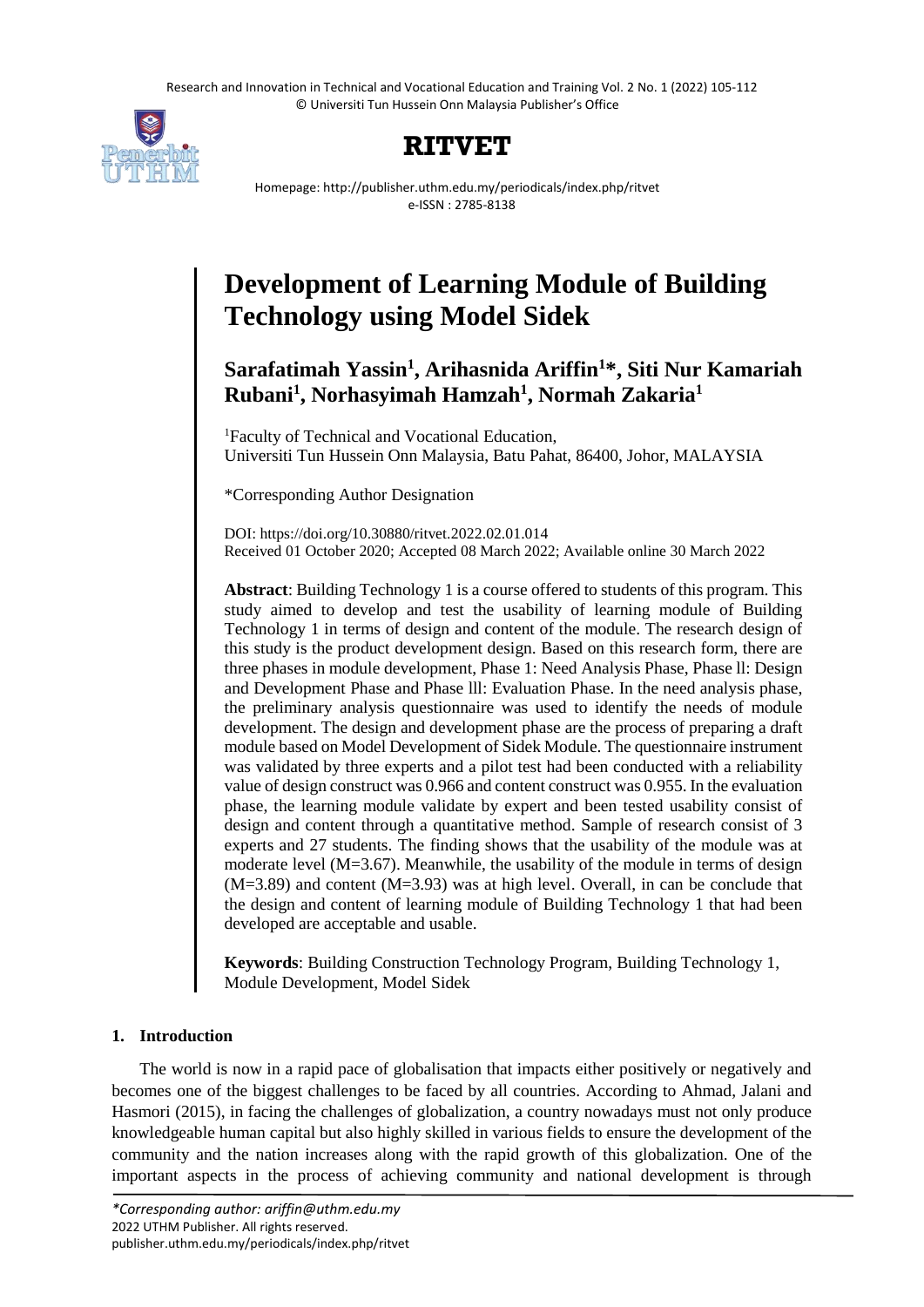# Development of Learning Module of Building Technology using Model Sidek

**Sarafatimah Yassin[1], Arihasnida Ariffin[1]*, Siti Nur Kamariah Rubani[1], Norhasyimah Hamzah[1], Normah Zakaria[1]**

[1]Faculty of Technical and Vocational Education, Universiti Tun Hussein Onn Malaysia, Batu Pahat, 86400, Johor, MALAYSIA

*Corresponding Author Designation

DOI: https://doi.org/10.30880/ritvet.2022.02.01.014
Received 01 October 2020; Accepted 08 March 2022; Available online 30 March 2022

**Abstract**: Building Technology 1 is a course offered to students of this program. This study aimed to develop and test the usability of learning module of Building Technology 1 in terms of design and content of the module. The research design of this study is the product development design. Based on this research form, there are three phases in module development, Phase 1: Need Analysis Phase, Phase ll: Design and Development Phase and Phase lll: Evaluation Phase. In the need analysis phase, the preliminary analysis questionnaire was used to identify the needs of module development. The design and development phase are the process of preparing a draft module based on Model Development of Sidek Module. The questionnaire instrument was validated by three experts and a pilot test had been conducted with a reliability value of design construct was 0.966 and content construct was 0.955. In the evaluation phase, the learning module validate by expert and been tested usability consist of design and content through a quantitative method. Sample of research consist of 3 experts and 27 students. The finding shows that the usability of the module was at moderate level (M=3.67). Meanwhile, the usability of the module in terms of design (M=3.89) and content (M=3.93) was at high level. Overall, in can be conclude that the design and content of learning module of Building Technology 1 that had been developed are acceptable and usable.

**Keywords**: Building Construction Technology Program, Building Technology 1, Module Development, Model Sidek

## 1. Introduction

The world is now in a rapid pace of globalisation that impacts either positively or negatively and becomes one of the biggest challenges to be faced by all countries. According to Ahmad, Jalani and Hasmori (2015), in facing the challenges of globalization, a country nowadays must not only produce knowledgeable human capital but also highly skilled in various fields to ensure the development of the community and the nation increases along with the rapid growth of this globalization. One of the important aspects in the process of achieving community and national development is through

*Corresponding author: ariffin@uthm.edu.my
2022 UTHM Publisher. All rights reserved.
publisher.uthm.edu.my/periodicals/index.php/ritvet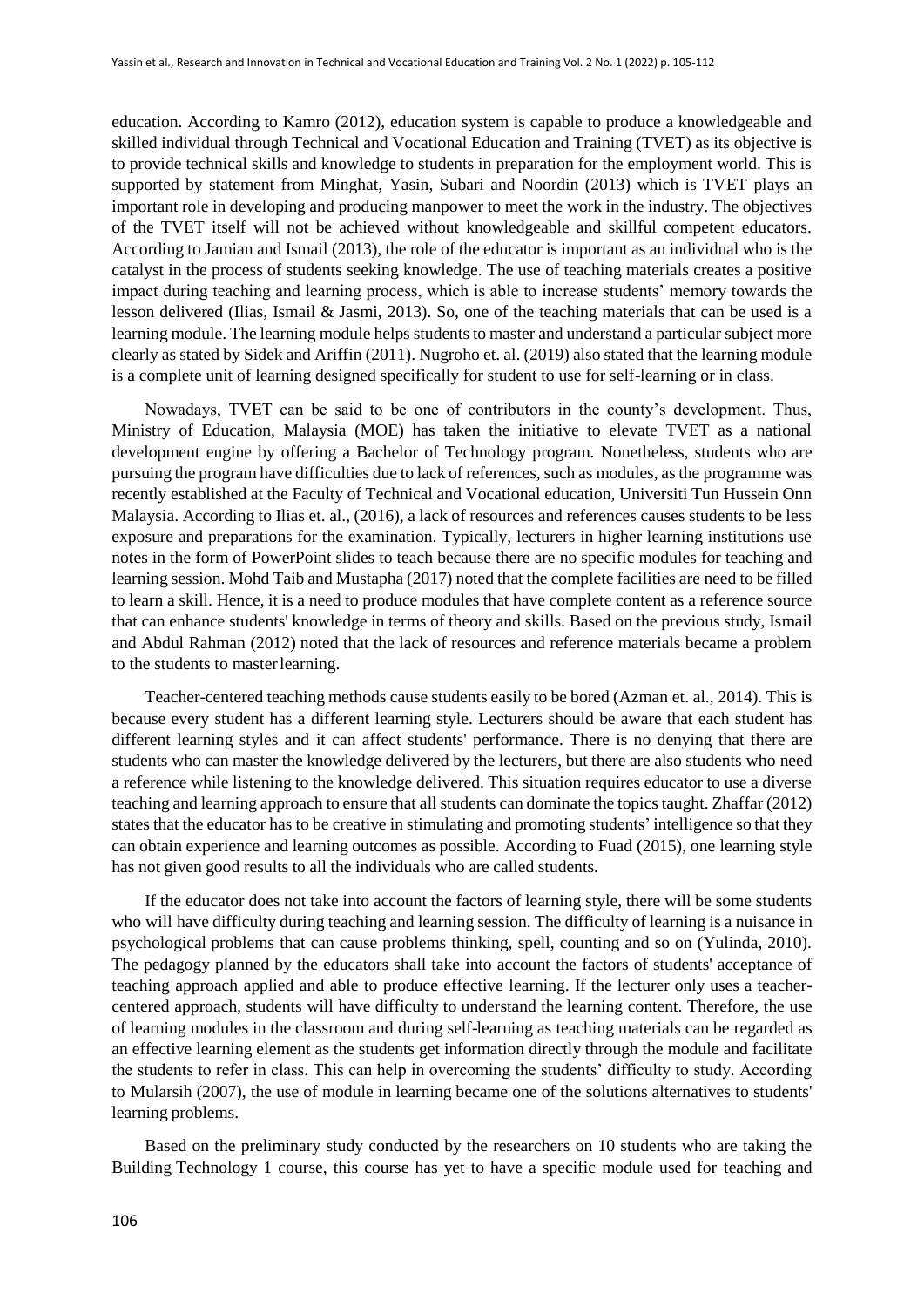education. According to Kamro (2012), education system is capable to produce a knowledgeable and skilled individual through Technical and Vocational Education and Training (TVET) as its objective is to provide technical skills and knowledge to students in preparation for the employment world. This is supported by statement from Minghat, Yasin, Subari and Noordin (2013) which is TVET plays an important role in developing and producing manpower to meet the work in the industry. The objectives of the TVET itself will not be achieved without knowledgeable and skillful competent educators. According to Jamian and Ismail (2013), the role of the educator is important as an individual who is the catalyst in the process of students seeking knowledge. The use of teaching materials creates a positive impact during teaching and learning process, which is able to increase students' memory towards the lesson delivered (Ilias, Ismail & Jasmi, 2013). So, one of the teaching materials that can be used is a learning module. The learning module helps students to master and understand a particular subject more clearly as stated by Sidek and Ariffin (2011). Nugroho et. al. (2019) also stated that the learning module is a complete unit of learning designed specifically for student to use for self-learning or in class.

Nowadays, TVET can be said to be one of contributors in the county's development. Thus, Ministry of Education, Malaysia (MOE) has taken the initiative to elevate TVET as a national development engine by offering a Bachelor of Technology program. Nonetheless, students who are pursuing the program have difficulties due to lack of references, such as modules, as the programme was recently established at the Faculty of Technical and Vocational education, Universiti Tun Hussein Onn Malaysia. According to Ilias et. al., (2016), a lack of resources and references causes students to be less exposure and preparations for the examination. Typically, lecturers in higher learning institutions use notes in the form of PowerPoint slides to teach because there are no specific modules for teaching and learning session. Mohd Taib and Mustapha (2017) noted that the complete facilities are need to be filled to learn a skill. Hence, it is a need to produce modules that have complete content as a reference source that can enhance students' knowledge in terms of theory and skills. Based on the previous study, Ismail and Abdul Rahman (2012) noted that the lack of resources and reference materials became a problem to the students to master learning.

Teacher-centered teaching methods cause students easily to be bored (Azman et. al., 2014). This is because every student has a different learning style. Lecturers should be aware that each student has different learning styles and it can affect students' performance. There is no denying that there are students who can master the knowledge delivered by the lecturers, but there are also students who need a reference while listening to the knowledge delivered. This situation requires educator to use a diverse teaching and learning approach to ensure that all students can dominate the topics taught. Zhaffar (2012) states that the educator has to be creative in stimulating and promoting students' intelligence so that they can obtain experience and learning outcomes as possible. According to Fuad (2015), one learning style has not given good results to all the individuals who are called students.

If the educator does not take into account the factors of learning style, there will be some students who will have difficulty during teaching and learning session. The difficulty of learning is a nuisance in psychological problems that can cause problems thinking, spell, counting and so on (Yulinda, 2010). The pedagogy planned by the educators shall take into account the factors of students' acceptance of teaching approach applied and able to produce effective learning. If the lecturer only uses a teacher-centered approach, students will have difficulty to understand the learning content. Therefore, the use of learning modules in the classroom and during self-learning as teaching materials can be regarded as an effective learning element as the students get information directly through the module and facilitate the students to refer in class. This can help in overcoming the students' difficulty to study. According to Mularsih (2007), the use of module in learning became one of the solutions alternatives to students' learning problems.

Based on the preliminary study conducted by the researchers on 10 students who are taking the Building Technology 1 course, this course has yet to have a specific module used for teaching and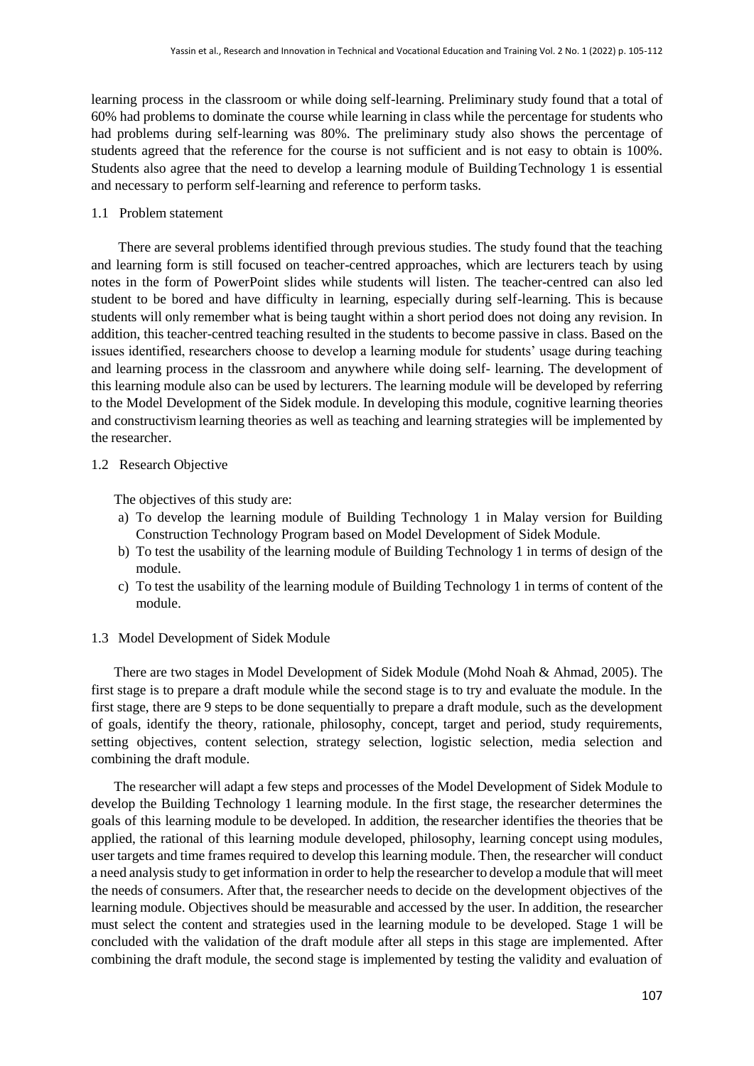learning process in the classroom or while doing self-learning. Preliminary study found that a total of 60% had problems to dominate the course while learning in class while the percentage for students who had problems during self-learning was 80%. The preliminary study also shows the percentage of students agreed that the reference for the course is not sufficient and is not easy to obtain is 100%. Students also agree that the need to develop a learning module of Building Technology 1 is essential and necessary to perform self-learning and reference to perform tasks.

### 1.1 Problem statement

There are several problems identified through previous studies. The study found that the teaching and learning form is still focused on teacher-centred approaches, which are lecturers teach by using notes in the form of PowerPoint slides while students will listen. The teacher-centred can also led student to be bored and have difficulty in learning, especially during self-learning. This is because students will only remember what is being taught within a short period does not doing any revision. In addition, this teacher-centred teaching resulted in the students to become passive in class. Based on the issues identified, researchers choose to develop a learning module for students' usage during teaching and learning process in the classroom and anywhere while doing self- learning. The development of this learning module also can be used by lecturers. The learning module will be developed by referring to the Model Development of the Sidek module. In developing this module, cognitive learning theories and constructivism learning theories as well as teaching and learning strategies will be implemented by the researcher.

### 1.2 Research Objective

The objectives of this study are:

a) To develop the learning module of Building Technology 1 in Malay version for Building Construction Technology Program based on Model Development of Sidek Module.
b) To test the usability of the learning module of Building Technology 1 in terms of design of the module.
c) To test the usability of the learning module of Building Technology 1 in terms of content of the module.

### 1.3 Model Development of Sidek Module

There are two stages in Model Development of Sidek Module (Mohd Noah & Ahmad, 2005). The first stage is to prepare a draft module while the second stage is to try and evaluate the module. In the first stage, there are 9 steps to be done sequentially to prepare a draft module, such as the development of goals, identify the theory, rationale, philosophy, concept, target and period, study requirements, setting objectives, content selection, strategy selection, logistic selection, media selection and combining the draft module.

The researcher will adapt a few steps and processes of the Model Development of Sidek Module to develop the Building Technology 1 learning module. In the first stage, the researcher determines the goals of this learning module to be developed. In addition, the researcher identifies the theories that be applied, the rational of this learning module developed, philosophy, learning concept using modules, user targets and time frames required to develop this learning module. Then, the researcher will conduct a need analysis study to get information in order to help the researcher to develop a module that will meet the needs of consumers. After that, the researcher needs to decide on the development objectives of the learning module. Objectives should be measurable and accessed by the user. In addition, the researcher must select the content and strategies used in the learning module to be developed. Stage 1 will be concluded with the validation of the draft module after all steps in this stage are implemented. After combining the draft module, the second stage is implemented by testing the validity and evaluation of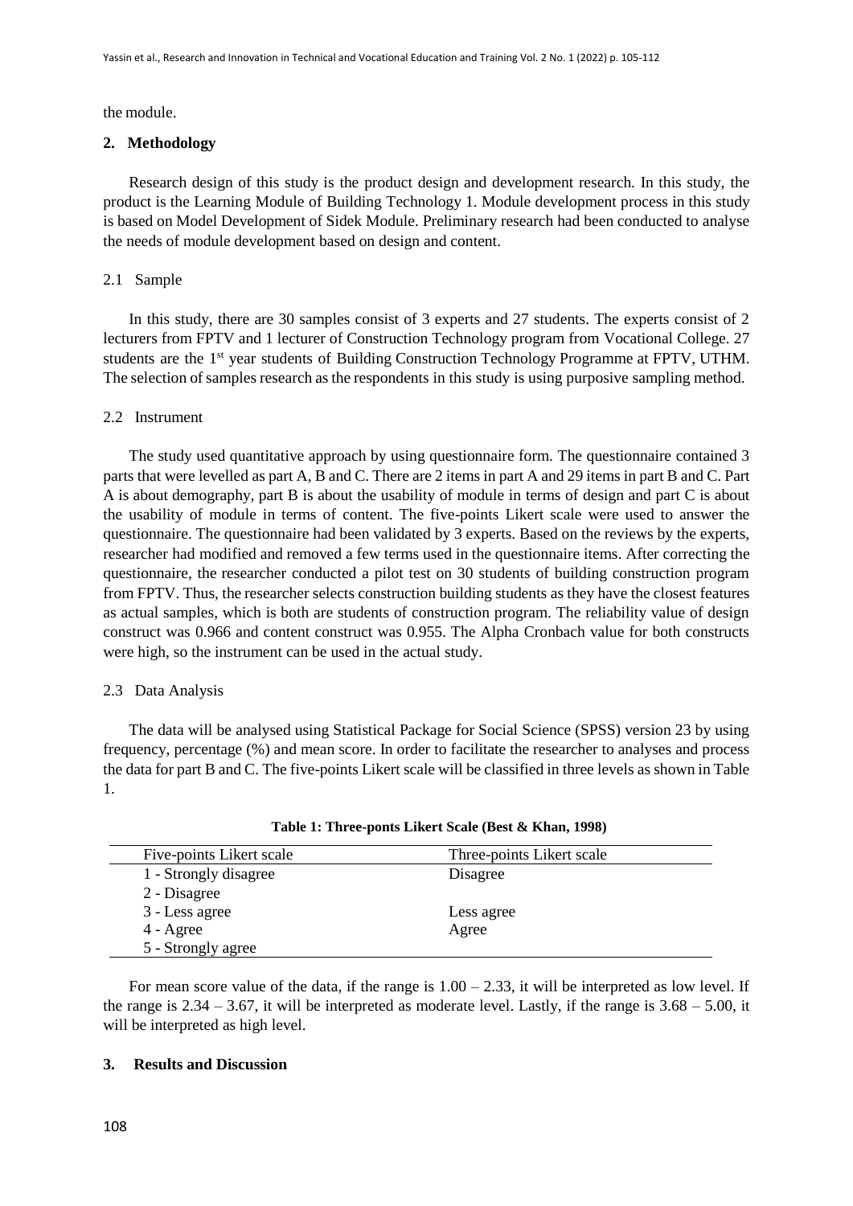the module.

## 2. Methodology

Research design of this study is the product design and development research. In this study, the product is the Learning Module of Building Technology 1. Module development process in this study is based on Model Development of Sidek Module. Preliminary research had been conducted to analyse the needs of module development based on design and content.

### 2.1 Sample

In this study, there are 30 samples consist of 3 experts and 27 students. The experts consist of 2 lecturers from FPTV and 1 lecturer of Construction Technology program from Vocational College. 27 students are the 1st year students of Building Construction Technology Programme at FPTV, UTHM. The selection of samples research as the respondents in this study is using purposive sampling method.

### 2.2 Instrument

The study used quantitative approach by using questionnaire form. The questionnaire contained 3 parts that were levelled as part A, B and C. There are 2 items in part A and 29 items in part B and C. Part A is about demography, part B is about the usability of module in terms of design and part C is about the usability of module in terms of content. The five-points Likert scale were used to answer the questionnaire. The questionnaire had been validated by 3 experts. Based on the reviews by the experts, researcher had modified and removed a few terms used in the questionnaire items. After correcting the questionnaire, the researcher conducted a pilot test on 30 students of building construction program from FPTV. Thus, the researcher selects construction building students as they have the closest features as actual samples, which is both are students of construction program. The reliability value of design construct was 0.966 and content construct was 0.955. The Alpha Cronbach value for both constructs were high, so the instrument can be used in the actual study.

### 2.3 Data Analysis

The data will be analysed using Statistical Package for Social Science (SPSS) version 23 by using frequency, percentage (%) and mean score. In order to facilitate the researcher to analyses and process the data for part B and C. The five-points Likert scale will be classified in three levels as shown in Table 1.

**Table 1: Three-ponts Likert Scale (Best & Khan, 1998)**

| Five-points Likert scale | Three-points Likert scale |
|---|---|
| 1 - Strongly disagree | Disagree |
| 2 - Disagree | |
| 3 - Less agree | Less agree |
| 4 - Agree | Agree |
| 5 - Strongly agree | |

For mean score value of the data, if the range is 1.00 – 2.33, it will be interpreted as low level. If the range is 2.34 – 3.67, it will be interpreted as moderate level. Lastly, if the range is 3.68 – 5.00, it will be interpreted as high level.

## 3. Results and Discussion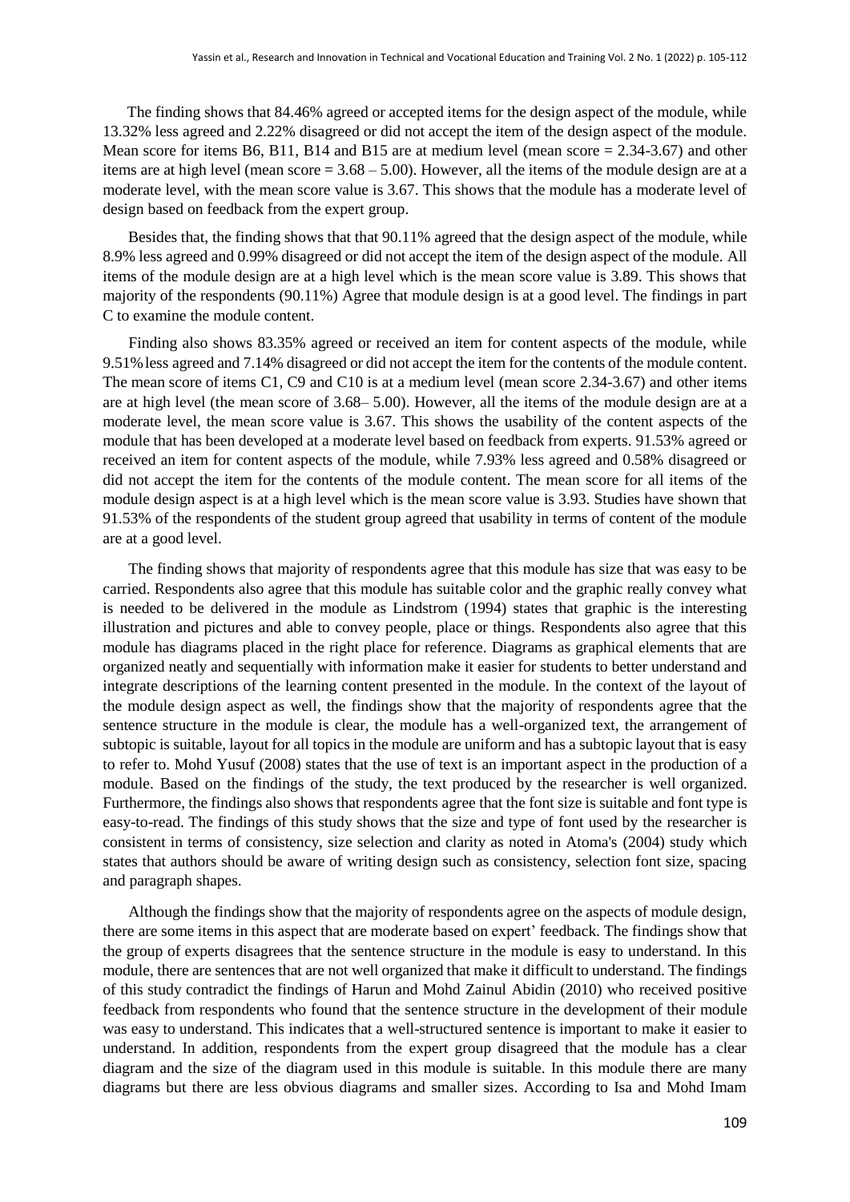The finding shows that 84.46% agreed or accepted items for the design aspect of the module, while 13.32% less agreed and 2.22% disagreed or did not accept the item of the design aspect of the module. Mean score for items B6, B11, B14 and B15 are at medium level (mean score = 2.34-3.67) and other items are at high level (mean score = 3.68 – 5.00). However, all the items of the module design are at a moderate level, with the mean score value is 3.67. This shows that the module has a moderate level of design based on feedback from the expert group.

Besides that, the finding shows that that 90.11% agreed that the design aspect of the module, while 8.9% less agreed and 0.99% disagreed or did not accept the item of the design aspect of the module. All items of the module design are at a high level which is the mean score value is 3.89. This shows that majority of the respondents (90.11%) Agree that module design is at a good level. The findings in part C to examine the module content.

Finding also shows 83.35% agreed or received an item for content aspects of the module, while 9.51% less agreed and 7.14% disagreed or did not accept the item for the contents of the module content. The mean score of items C1, C9 and C10 is at a medium level (mean score 2.34-3.67) and other items are at high level (the mean score of 3.68– 5.00). However, all the items of the module design are at a moderate level, the mean score value is 3.67. This shows the usability of the content aspects of the module that has been developed at a moderate level based on feedback from experts. 91.53% agreed or received an item for content aspects of the module, while 7.93% less agreed and 0.58% disagreed or did not accept the item for the contents of the module content. The mean score for all items of the module design aspect is at a high level which is the mean score value is 3.93. Studies have shown that 91.53% of the respondents of the student group agreed that usability in terms of content of the module are at a good level.

The finding shows that majority of respondents agree that this module has size that was easy to be carried. Respondents also agree that this module has suitable color and the graphic really convey what is needed to be delivered in the module as Lindstrom (1994) states that graphic is the interesting illustration and pictures and able to convey people, place or things. Respondents also agree that this module has diagrams placed in the right place for reference. Diagrams as graphical elements that are organized neatly and sequentially with information make it easier for students to better understand and integrate descriptions of the learning content presented in the module. In the context of the layout of the module design aspect as well, the findings show that the majority of respondents agree that the sentence structure in the module is clear, the module has a well-organized text, the arrangement of subtopic is suitable, layout for all topics in the module are uniform and has a subtopic layout that is easy to refer to. Mohd Yusuf (2008) states that the use of text is an important aspect in the production of a module. Based on the findings of the study, the text produced by the researcher is well organized. Furthermore, the findings also shows that respondents agree that the font size is suitable and font type is easy-to-read. The findings of this study shows that the size and type of font used by the researcher is consistent in terms of consistency, size selection and clarity as noted in Atoma's (2004) study which states that authors should be aware of writing design such as consistency, selection font size, spacing and paragraph shapes.

Although the findings show that the majority of respondents agree on the aspects of module design, there are some items in this aspect that are moderate based on expert' feedback. The findings show that the group of experts disagrees that the sentence structure in the module is easy to understand. In this module, there are sentences that are not well organized that make it difficult to understand. The findings of this study contradict the findings of Harun and Mohd Zainul Abidin (2010) who received positive feedback from respondents who found that the sentence structure in the development of their module was easy to understand. This indicates that a well-structured sentence is important to make it easier to understand. In addition, respondents from the expert group disagreed that the module has a clear diagram and the size of the diagram used in this module is suitable. In this module there are many diagrams but there are less obvious diagrams and smaller sizes. According to Isa and Mohd Imam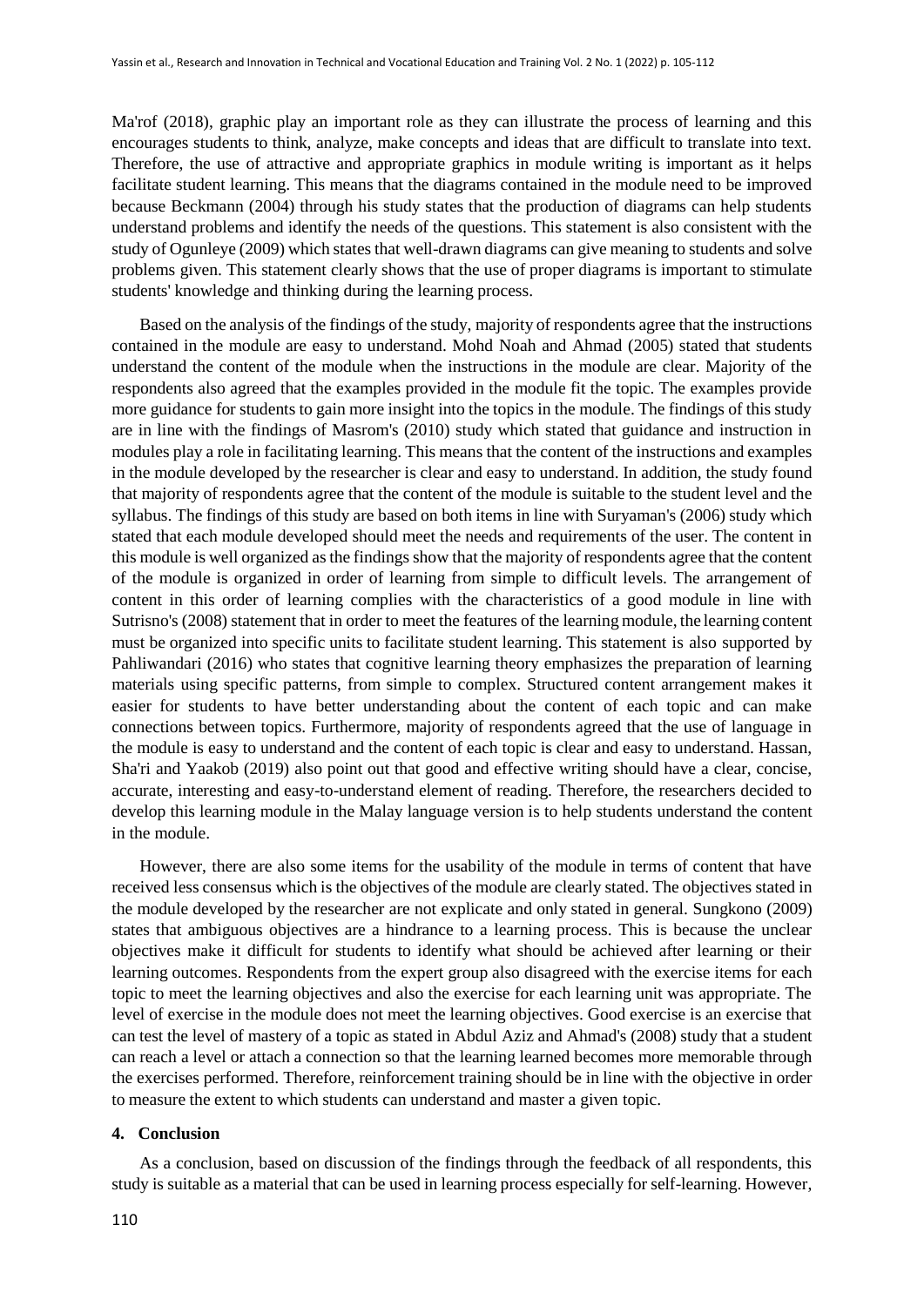Ma'rof (2018), graphic play an important role as they can illustrate the process of learning and this encourages students to think, analyze, make concepts and ideas that are difficult to translate into text. Therefore, the use of attractive and appropriate graphics in module writing is important as it helps facilitate student learning. This means that the diagrams contained in the module need to be improved because Beckmann (2004) through his study states that the production of diagrams can help students understand problems and identify the needs of the questions. This statement is also consistent with the study of Ogunleye (2009) which states that well-drawn diagrams can give meaning to students and solve problems given. This statement clearly shows that the use of proper diagrams is important to stimulate students' knowledge and thinking during the learning process.

Based on the analysis of the findings of the study, majority of respondents agree that the instructions contained in the module are easy to understand. Mohd Noah and Ahmad (2005) stated that students understand the content of the module when the instructions in the module are clear. Majority of the respondents also agreed that the examples provided in the module fit the topic. The examples provide more guidance for students to gain more insight into the topics in the module. The findings of this study are in line with the findings of Masrom's (2010) study which stated that guidance and instruction in modules play a role in facilitating learning. This means that the content of the instructions and examples in the module developed by the researcher is clear and easy to understand. In addition, the study found that majority of respondents agree that the content of the module is suitable to the student level and the syllabus. The findings of this study are based on both items in line with Suryaman's (2006) study which stated that each module developed should meet the needs and requirements of the user. The content in this module is well organized as the findings show that the majority of respondents agree that the content of the module is organized in order of learning from simple to difficult levels. The arrangement of content in this order of learning complies with the characteristics of a good module in line with Sutrisno's (2008) statement that in order to meet the features of the learning module, the learning content must be organized into specific units to facilitate student learning. This statement is also supported by Pahliwandari (2016) who states that cognitive learning theory emphasizes the preparation of learning materials using specific patterns, from simple to complex. Structured content arrangement makes it easier for students to have better understanding about the content of each topic and can make connections between topics. Furthermore, majority of respondents agreed that the use of language in the module is easy to understand and the content of each topic is clear and easy to understand. Hassan, Sha'ri and Yaakob (2019) also point out that good and effective writing should have a clear, concise, accurate, interesting and easy-to-understand element of reading. Therefore, the researchers decided to develop this learning module in the Malay language version is to help students understand the content in the module.

However, there are also some items for the usability of the module in terms of content that have received less consensus which is the objectives of the module are clearly stated. The objectives stated in the module developed by the researcher are not explicate and only stated in general. Sungkono (2009) states that ambiguous objectives are a hindrance to a learning process. This is because the unclear objectives make it difficult for students to identify what should be achieved after learning or their learning outcomes. Respondents from the expert group also disagreed with the exercise items for each topic to meet the learning objectives and also the exercise for each learning unit was appropriate. The level of exercise in the module does not meet the learning objectives. Good exercise is an exercise that can test the level of mastery of a topic as stated in Abdul Aziz and Ahmad's (2008) study that a student can reach a level or attach a connection so that the learning learned becomes more memorable through the exercises performed. Therefore, reinforcement training should be in line with the objective in order to measure the extent to which students can understand and master a given topic.

## 4. Conclusion

As a conclusion, based on discussion of the findings through the feedback of all respondents, this study is suitable as a material that can be used in learning process especially for self-learning. However,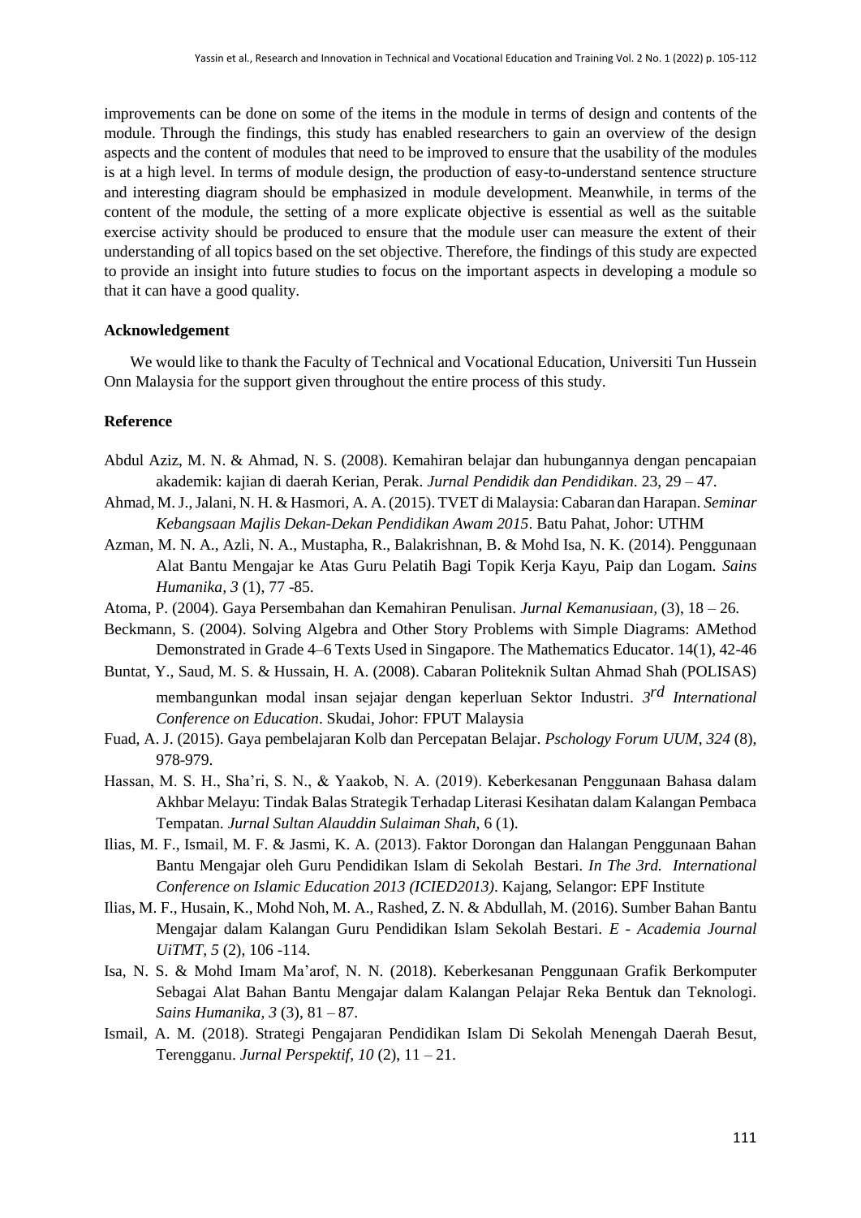improvements can be done on some of the items in the module in terms of design and contents of the module. Through the findings, this study has enabled researchers to gain an overview of the design aspects and the content of modules that need to be improved to ensure that the usability of the modules is at a high level. In terms of module design, the production of easy-to-understand sentence structure and interesting diagram should be emphasized in module development. Meanwhile, in terms of the content of the module, the setting of a more explicate objective is essential as well as the suitable exercise activity should be produced to ensure that the module user can measure the extent of their understanding of all topics based on the set objective. Therefore, the findings of this study are expected to provide an insight into future studies to focus on the important aspects in developing a module so that it can have a good quality.

**Acknowledgement**

We would like to thank the Faculty of Technical and Vocational Education, Universiti Tun Hussein Onn Malaysia for the support given throughout the entire process of this study.

**Reference**

Abdul Aziz, M. N. & Ahmad, N. S. (2008). Kemahiran belajar dan hubungannya dengan pencapaian akademik: kajian di daerah Kerian, Perak. *Jurnal Pendidik dan Pendidikan*. 23, 29 – 47.

Ahmad, M. J., Jalani, N. H. & Hasmori, A. A. (2015). TVET di Malaysia: Cabaran dan Harapan. *Seminar Kebangsaan Majlis Dekan-Dekan Pendidikan Awam 2015*. Batu Pahat, Johor: UTHM

Azman, M. N. A., Azli, N. A., Mustapha, R., Balakrishnan, B. & Mohd Isa, N. K. (2014). Penggunaan Alat Bantu Mengajar ke Atas Guru Pelatih Bagi Topik Kerja Kayu, Paip dan Logam. *Sains Humanika, 3* (1), 77 -85.

Atoma, P. (2004). Gaya Persembahan dan Kemahiran Penulisan. *Jurnal Kemanusiaan*, (3), 18 – 26.

Beckmann, S. (2004). Solving Algebra and Other Story Problems with Simple Diagrams: AMethod Demonstrated in Grade 4–6 Texts Used in Singapore. The Mathematics Educator. 14(1), 42-46

Buntat, Y., Saud, M. S. & Hussain, H. A. (2008). Cabaran Politeknik Sultan Ahmad Shah (POLISAS) membangunkan modal insan sejajar dengan keperluan Sektor Industri. *3^rd International Conference on Education*. Skudai, Johor: FPUT Malaysia

Fuad, A. J. (2015). Gaya pembelajaran Kolb dan Percepatan Belajar. *Pschology Forum UUM*, *324* (8), 978-979.

Hassan, M. S. H., Sha'ri, S. N., & Yaakob, N. A. (2019). Keberkesanan Penggunaan Bahasa dalam Akhbar Melayu: Tindak Balas Strategik Terhadap Literasi Kesihatan dalam Kalangan Pembaca Tempatan. *Jurnal Sultan Alauddin Sulaiman Shah*, 6 (1).

Ilias, M. F., Ismail, M. F. & Jasmi, K. A. (2013). Faktor Dorongan dan Halangan Penggunaan Bahan Bantu Mengajar oleh Guru Pendidikan Islam di Sekolah Bestari. *In The 3rd. International Conference on Islamic Education 2013 (ICIED2013)*. Kajang, Selangor: EPF Institute

Ilias, M. F., Husain, K., Mohd Noh, M. A., Rashed, Z. N. & Abdullah, M. (2016). Sumber Bahan Bantu Mengajar dalam Kalangan Guru Pendidikan Islam Sekolah Bestari. *E - Academia Journal UiTMT, 5* (2), 106 -114.

Isa, N. S. & Mohd Imam Ma'arof, N. N. (2018). Keberkesanan Penggunaan Grafik Berkomputer Sebagai Alat Bahan Bantu Mengajar dalam Kalangan Pelajar Reka Bentuk dan Teknologi. *Sains Humanika, 3* (3), 81 – 87.

Ismail, A. M. (2018). Strategi Pengajaran Pendidikan Islam Di Sekolah Menengah Daerah Besut, Terengganu. *Jurnal Perspektif, 10* (2), 11 – 21.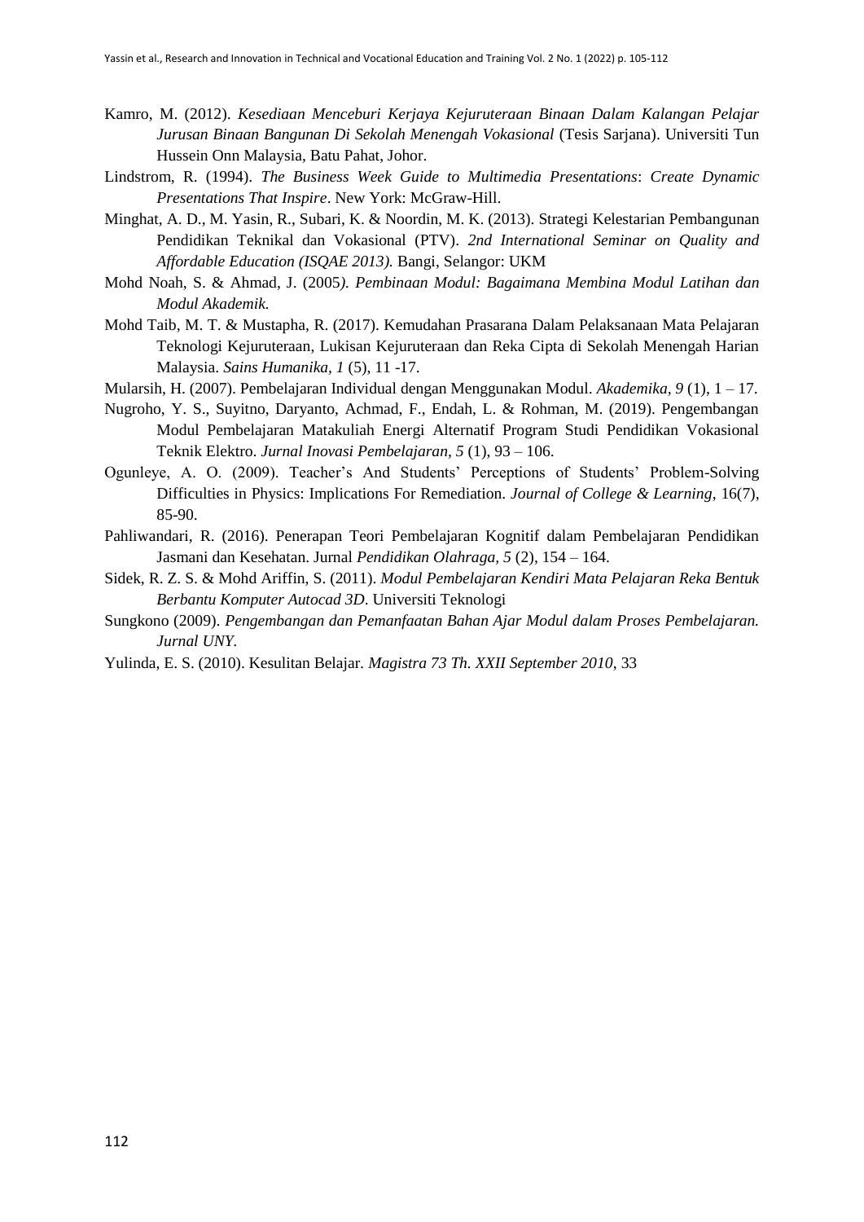Kamro, M. (2012). *Kesediaan Menceburi Kerjaya Kejuruteraan Binaan Dalam Kalangan Pelajar Jurusan Binaan Bangunan Di Sekolah Menengah Vokasional* (Tesis Sarjana). Universiti Tun Hussein Onn Malaysia, Batu Pahat, Johor.

Lindstrom, R. (1994). *The Business Week Guide to Multimedia Presentations*: *Create Dynamic Presentations That Inspire*. New York: McGraw-Hill.

Minghat, A. D., M. Yasin, R., Subari, K. & Noordin, M. K. (2013). Strategi Kelestarian Pembangunan Pendidikan Teknikal dan Vokasional (PTV). *2nd International Seminar on Quality and Affordable Education (ISQAE 2013).* Bangi, Selangor: UKM

Mohd Noah, S. & Ahmad, J. (2005*). Pembinaan Modul: Bagaimana Membina Modul Latihan dan Modul Akademik.*

Mohd Taib, M. T. & Mustapha, R. (2017). Kemudahan Prasarana Dalam Pelaksanaan Mata Pelajaran Teknologi Kejuruteraan, Lukisan Kejuruteraan dan Reka Cipta di Sekolah Menengah Harian Malaysia. *Sains Humanika, 1* (5), 11 -17.

Mularsih, H. (2007). Pembelajaran Individual dengan Menggunakan Modul. *Akademika, 9* (1), 1 – 17.

Nugroho, Y. S., Suyitno, Daryanto, Achmad, F., Endah, L. & Rohman, M. (2019). Pengembangan Modul Pembelajaran Matakuliah Energi Alternatif Program Studi Pendidikan Vokasional Teknik Elektro. *Jurnal Inovasi Pembelajaran, 5* (1), 93 – 106.

Ogunleye, A. O. (2009). Teacher's And Students' Perceptions of Students' Problem-Solving Difficulties in Physics: Implications For Remediation. *Journal of College & Learning*, 16(7), 85-90.

Pahliwandari, R. (2016). Penerapan Teori Pembelajaran Kognitif dalam Pembelajaran Pendidikan Jasmani dan Kesehatan. Jurnal *Pendidikan Olahraga, 5* (2), 154 – 164.

Sidek, R. Z. S. & Mohd Ariffin, S. (2011). *Modul Pembelajaran Kendiri Mata Pelajaran Reka Bentuk Berbantu Komputer Autocad 3D*. Universiti Teknologi

Sungkono (2009). *Pengembangan dan Pemanfaatan Bahan Ajar Modul dalam Proses Pembelajaran. Jurnal UNY.*

Yulinda, E. S. (2010). Kesulitan Belajar. *Magistra 73 Th. XXII September 2010*, 33